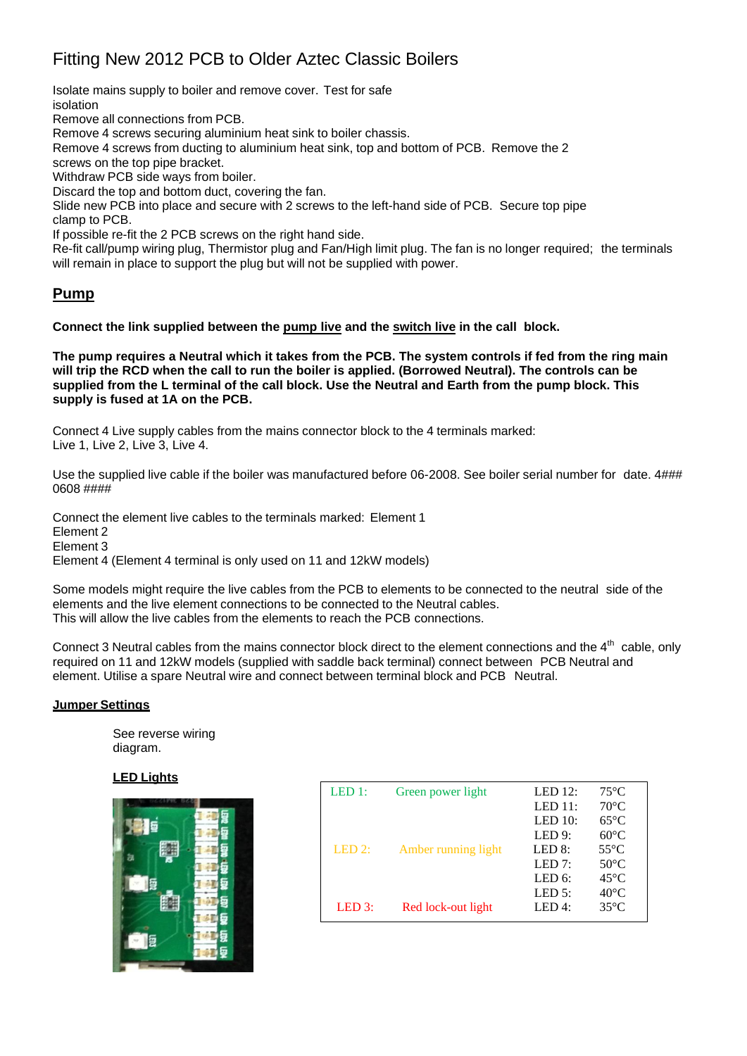# Fitting New 2012 PCB to Older Aztec Classic Boilers

Isolate mains supply to boiler and remove cover. Test for safe isolation

Remove all connections from PCB.

Remove 4 screws securing aluminium heat sink to boiler chassis.

Remove 4 screws from ducting to aluminium heat sink, top and bottom of PCB. Remove the 2 screws on the top pipe bracket.

Withdraw PCB side ways from boiler.

Discard the top and bottom duct, covering the fan.

Slide new PCB into place and secure with 2 screws to the left-hand side of PCB. Secure top pipe clamp to PCB.

If possible re-fit the 2 PCB screws on the right hand side.

Re-fit call/pump wiring plug, Thermistor plug and Fan/High limit plug. The fan is no longer required; the terminals will remain in place to support the plug but will not be supplied with power.

## Pump

**Connect the link supplied between the pump live and the switch live in the call block.**

**The pump requires a Neutral which it takes from the PCB. The system controls if fed from the ring main will trip the RCD when the call to run the boiler is applied. (Borrowed Neutral). The controls can be supplied from the L terminal of the call block. Use the Neutral and Earth from the pump block. This supply is fused at 1A on the PCB.**

Connect 4 Live supply cables from the mains connector block to the 4 terminals marked:
Live 1, Live 2, Live 3, Live 4.

Use the supplied live cable if the boiler was manufactured before 06-2008. See boiler serial number for date. 4### 0608 ####

Connect the element live cables to the terminals marked: Element 1
Element 2
Element 3
Element 4 (Element 4 terminal is only used on 11 and 12kW models)

Some models might require the live cables from the PCB to elements to be connected to the neutral side of the elements and the live element connections to be connected to the Neutral cables.
This will allow the live cables from the elements to reach the PCB connections.

Connect 3 Neutral cables from the mains connector block direct to the element connections and the 4th cable, only required on 11 and 12kW models (supplied with saddle back terminal) connect between PCB Neutral and element. Utilise a spare Neutral wire and connect between terminal block and PCB Neutral.

### Jumper Settings

See reverse wiring diagram.

### LED Lights

| | | | |
|---|---|---|---|
| LED 1: | Green power light | LED 12: | 75°C |
| | | LED 11: | 70°C |
| | | LED 10: | 65°C |
| | | LED 9: | 60°C |
| LED 2: | Amber running light | LED 8: | 55°C |
| | | LED 7: | 50°C |
| | | LED 6: | 45°C |
| | | LED 5: | 40°C |
| LED 3: | Red lock-out light | LED 4: | 35°C |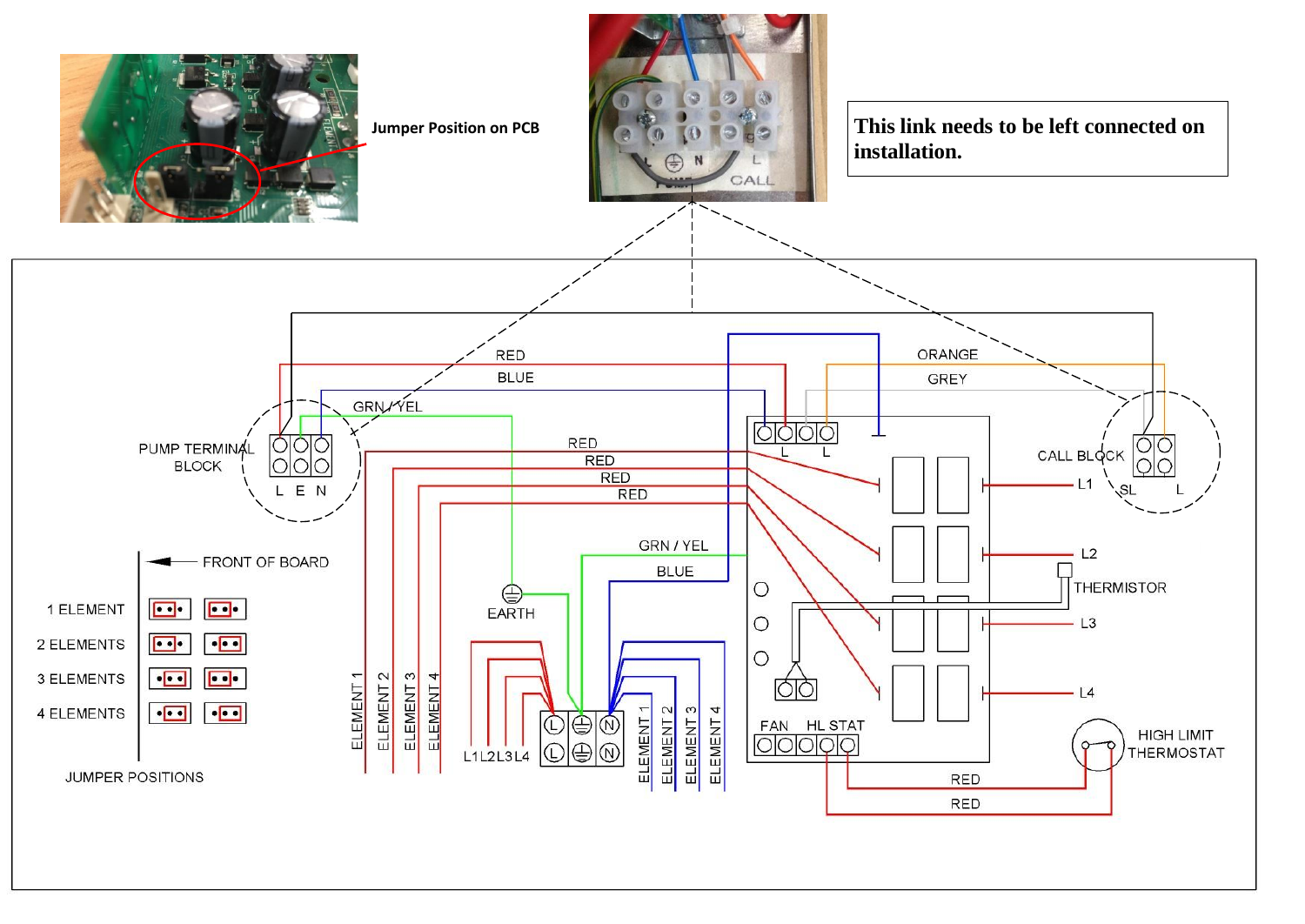Jumper Position on PCB

**This link needs to be left connected on installation.**

CALL

PUMP TERMINAL BLOCK

L E N

RED

BLUE

GRN / YEL

ORANGE

GREY

CALL BLOCK

SL L

RED

RED

RED

RED

L L

L1

L2

THERMISTOR

L3

L4

GRN / YEL

BLUE

EARTH

FRONT OF BOARD

1 ELEMENT

2 ELEMENTS

3 ELEMENTS

4 ELEMENTS

JUMPER POSITIONS

ELEMENT 1

ELEMENT 2

ELEMENT 3

ELEMENT 4

L1 L2 L3 L4

ELEMENT 1

ELEMENT 2

ELEMENT 3

ELEMENT 4

FAN HL STAT

HIGH LIMIT THERMOSTAT

RED

RED